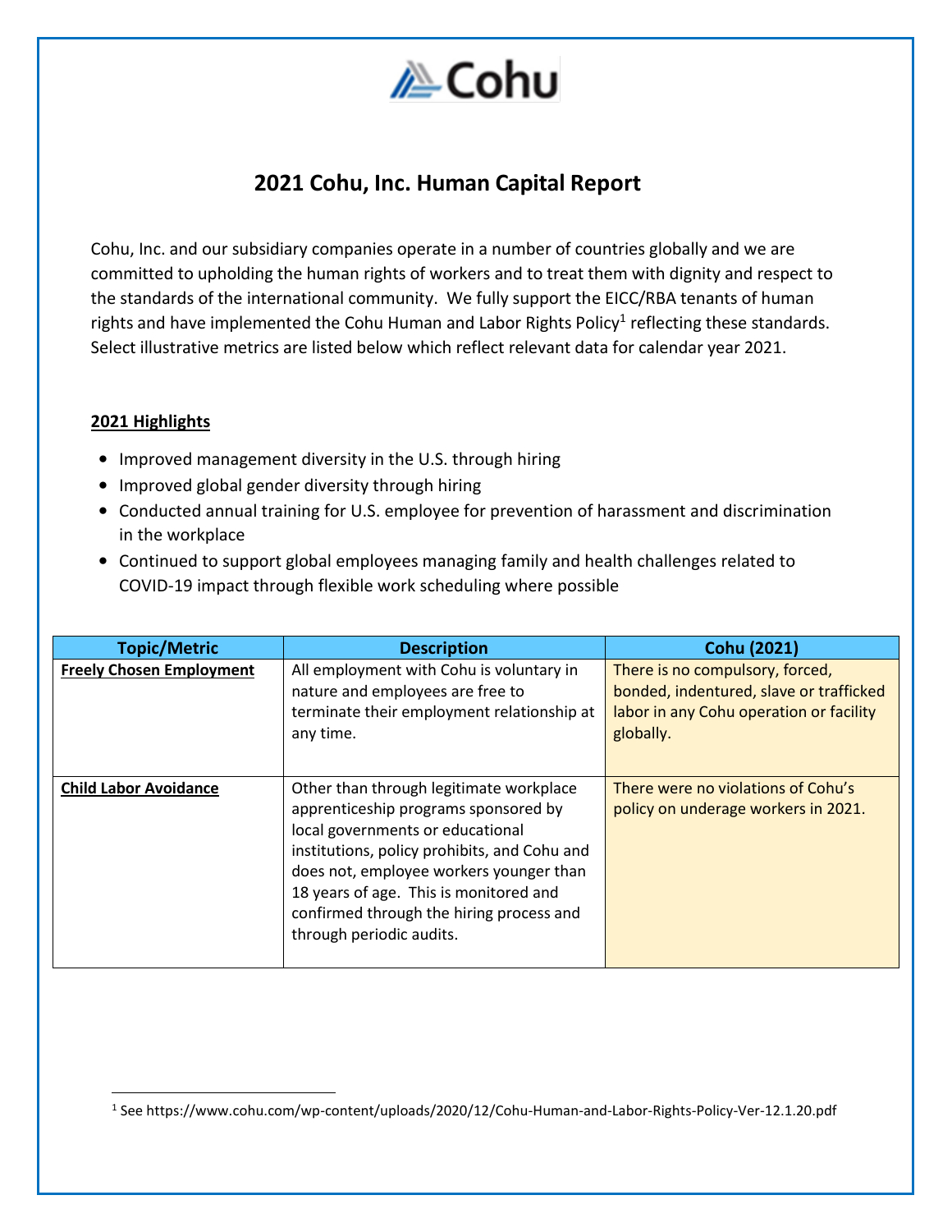# 2021 Cohu, Inc. Human Capital Report

Cohu, Inc. and our subsidiary companies operate in a number of countries globally and we are committed to upholding the human rights of workers and to treat them with dignity and respect to the standards of the international community. We fully support the EICC/RBA tenants of human rights and have implemented the Cohu Human and Labor Rights Policy[1] reflecting these standards. Select illustrative metrics are listed below which reflect relevant data for calendar year 2021.

## 2021 Highlights

- Improved management diversity in the U.S. through hiring
- Improved global gender diversity through hiring
- Conducted annual training for U.S. employee for prevention of harassment and discrimination in the workplace
- Continued to support global employees managing family and health challenges related to COVID-19 impact through flexible work scheduling where possible

| Topic/Metric | Description | Cohu (2021) |
|---|---|---|
| **Freely Chosen Employment** | All employment with Cohu is voluntary in nature and employees are free to terminate their employment relationship at any time. | There is no compulsory, forced, bonded, indentured, slave or trafficked labor in any Cohu operation or facility globally. |
| **Child Labor Avoidance** | Other than through legitimate workplace apprenticeship programs sponsored by local governments or educational institutions, policy prohibits, and Cohu and does not, employee workers younger than 18 years of age. This is monitored and confirmed through the hiring process and through periodic audits. | There were no violations of Cohu's policy on underage workers in 2021. |

[1] See https://www.cohu.com/wp-content/uploads/2020/12/Cohu-Human-and-Labor-Rights-Policy-Ver-12.1.20.pdf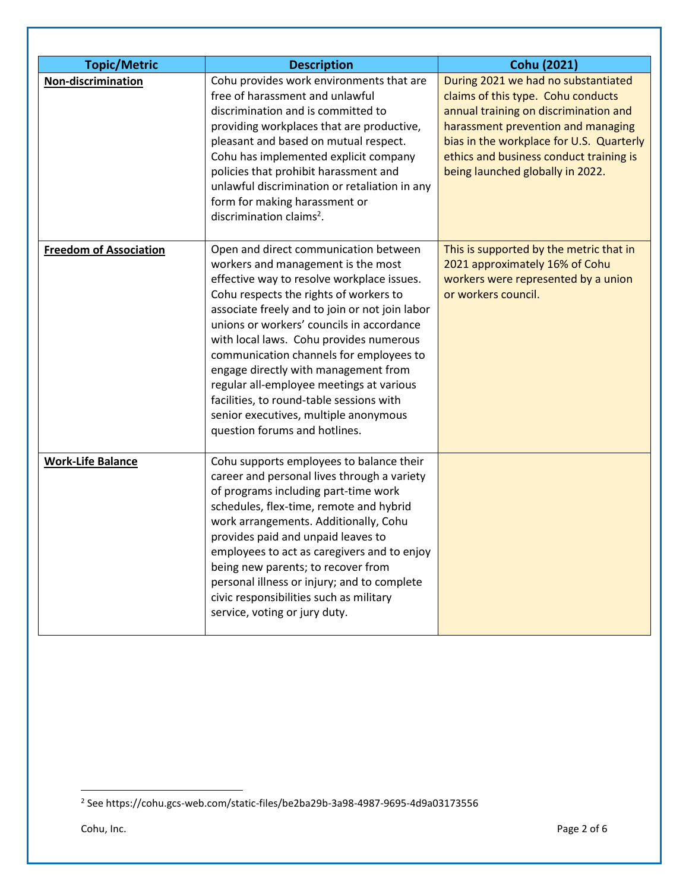| Topic/Metric | Description | Cohu (2021) |
|---|---|---|
| **Non-discrimination** | Cohu provides work environments that are free of harassment and unlawful discrimination and is committed to providing workplaces that are productive, pleasant and based on mutual respect. Cohu has implemented explicit company policies that prohibit harassment and unlawful discrimination or retaliation in any form for making harassment or discrimination claims[2]. | During 2021 we had no substantiated claims of this type. Cohu conducts annual training on discrimination and harassment prevention and managing bias in the workplace for U.S. Quarterly ethics and business conduct training is being launched globally in 2022. |
| **Freedom of Association** | Open and direct communication between workers and management is the most effective way to resolve workplace issues. Cohu respects the rights of workers to associate freely and to join or not join labor unions or workers' councils in accordance with local laws. Cohu provides numerous communication channels for employees to engage directly with management from regular all-employee meetings at various facilities, to round-table sessions with senior executives, multiple anonymous question forums and hotlines. | This is supported by the metric that in 2021 approximately 16% of Cohu workers were represented by a union or workers council. |
| **Work-Life Balance** | Cohu supports employees to balance their career and personal lives through a variety of programs including part-time work schedules, flex-time, remote and hybrid work arrangements. Additionally, Cohu provides paid and unpaid leaves to employees to act as caregivers and to enjoy being new parents; to recover from personal illness or injury; and to complete civic responsibilities such as military service, voting or jury duty. | |

[2] See https://cohu.gcs-web.com/static-files/be2ba29b-3a98-4987-9695-4d9a03173556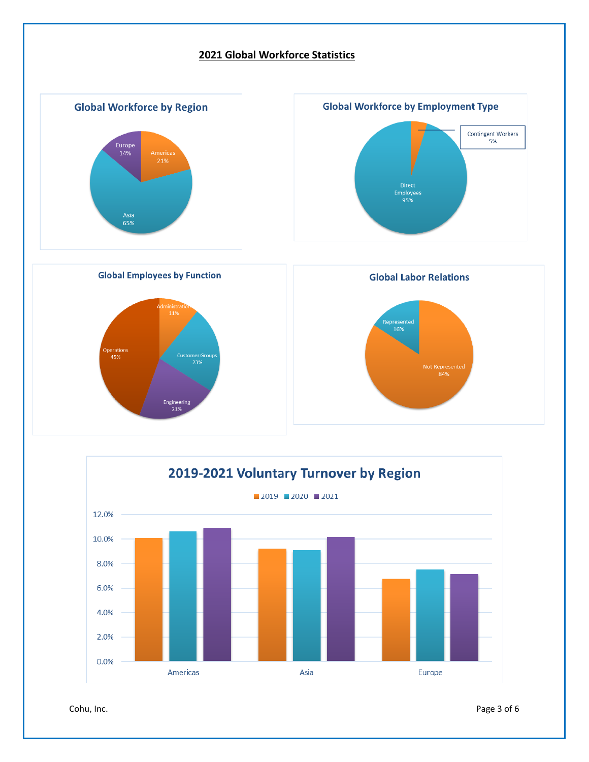## 2021 Global Workforce Statistics

### Global Workforce by Region

Europe 14%

Americas 21%

Asia 65%

### Global Workforce by Employment Type

Contingent Workers 5%

Direct Employees 95%

### Global Employees by Function

Administration 11%

Customer Groups 23%

Engineering 21%

Operations 45%

### Global Labor Relations

Represented 16%

Not Represented 84%

### 2019-2021 Voluntary Turnover by Region

2019 | 2020 | 2021

12.0%
10.0%
8.0%
6.0%
4.0%
2.0%
0.0%

Americas | Asia | Europe

Cohu, Inc.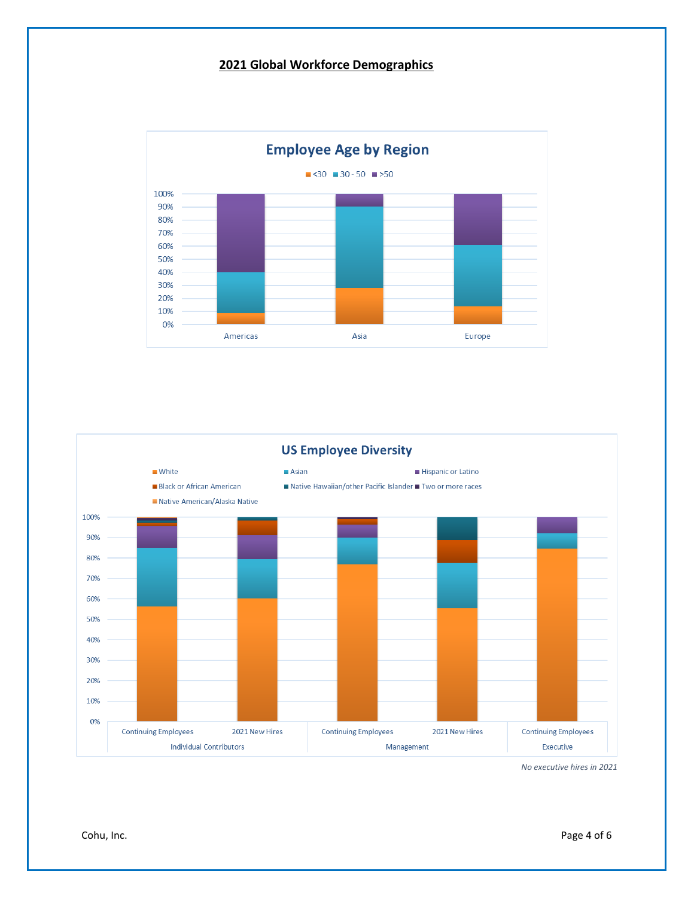## 2021 Global Workforce Demographics

**Employee Age by Region**

<30 | 30 - 50 | >50

100%
90%
80%
70%
60%
50%
40%
30%
20%
10%
0%

Americas | Asia | Europe

**US Employee Diversity**

White | Asian | Hispanic or Latino | Black or African American | Native Hawaiian/other Pacific Islander | Two or more races | Native American/Alaska Native

100%
90%
80%
70%
60%
50%
40%
30%
20%
10%
0%

| Individual Contributors | | Management | | Executive |
|---|---|---|---|---|
| Continuing Employees | 2021 New Hires | Continuing Employees | 2021 New Hires | Continuing Employees |

*No executive hires in 2021*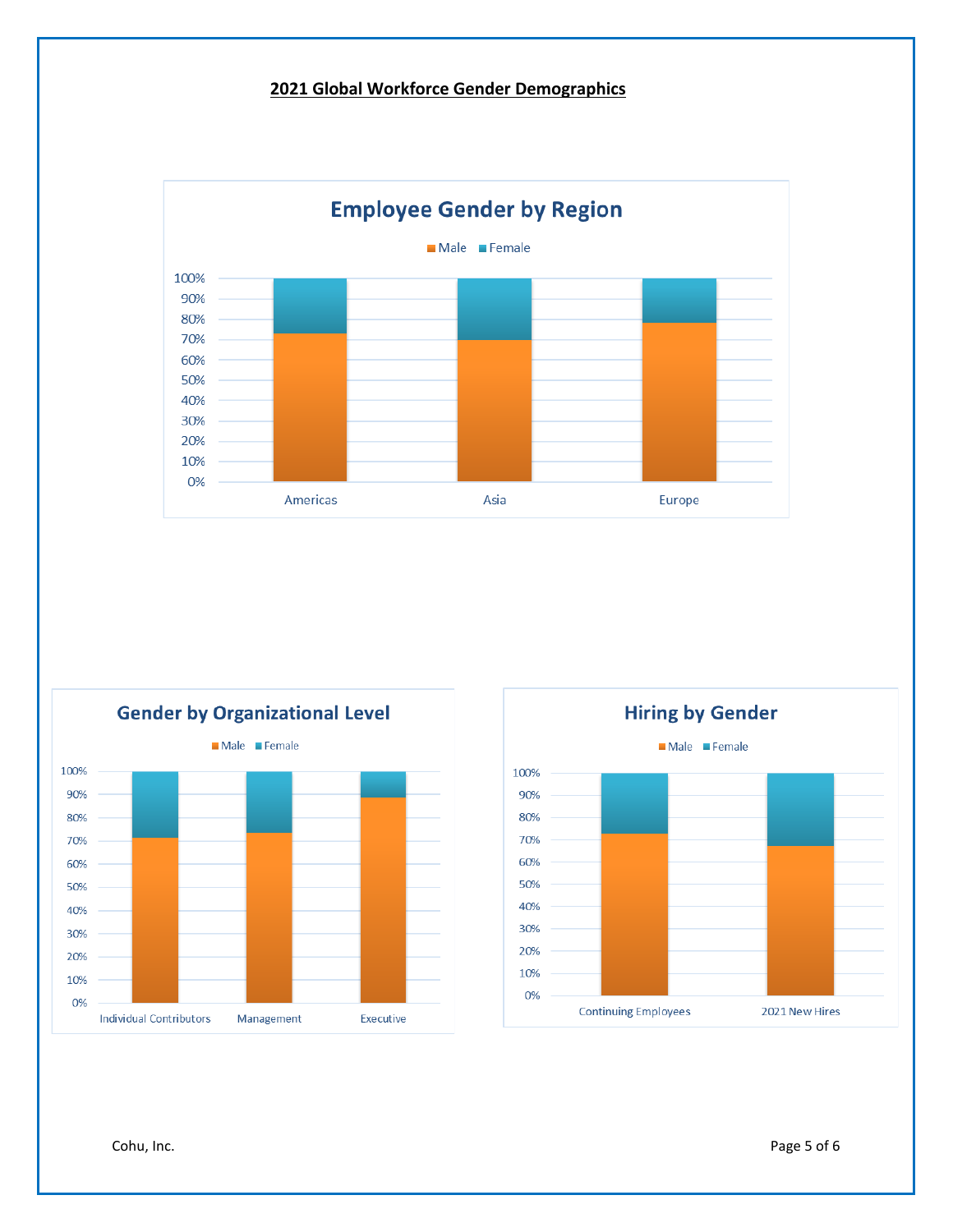## 2021 Global Workforce Gender Demographics

### Employee Gender by Region

Male | Female

100%
90%
80%
70%
60%
50%
40%
30%
20%
10%
0%

Americas | Asia | Europe

### Gender by Organizational Level

Male | Female

100%
90%
80%
70%
60%
50%
40%
30%
20%
10%
0%

Individual Contributors | Management | Executive

### Hiring by Gender

Male | Female

100%
90%
80%
70%
60%
50%
40%
30%
20%
10%
0%

Continuing Employees | 2021 New Hires

Cohu, Inc.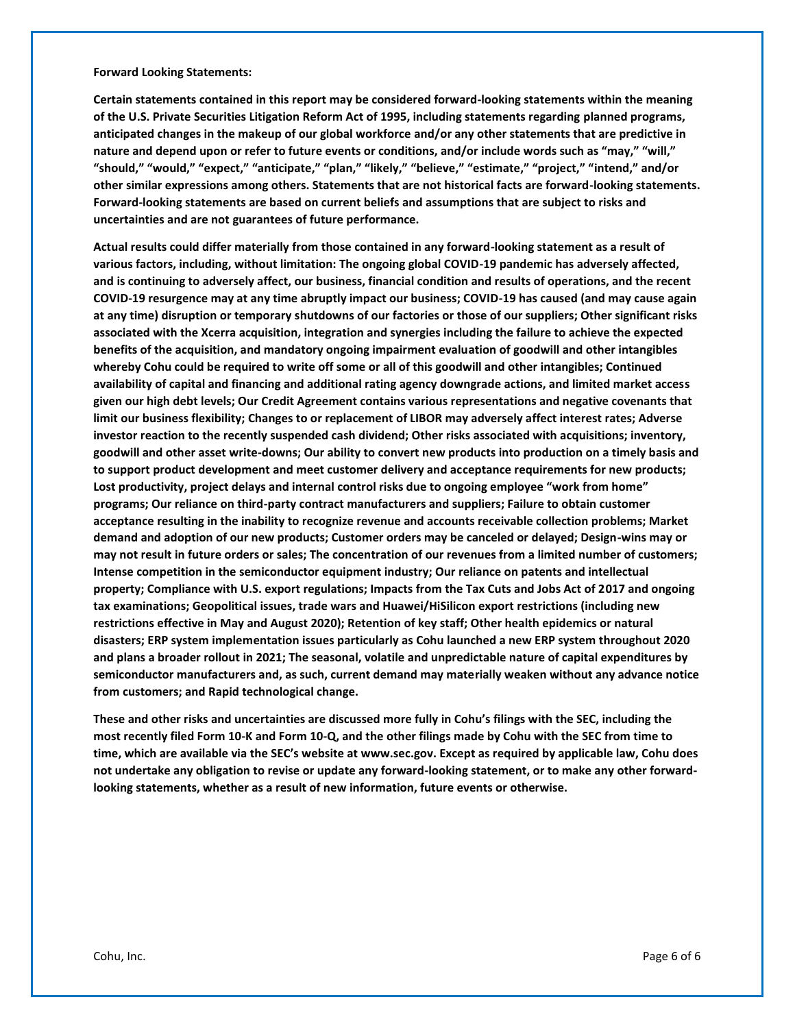**Forward Looking Statements:**

**Certain statements contained in this report may be considered forward-looking statements within the meaning of the U.S. Private Securities Litigation Reform Act of 1995, including statements regarding planned programs, anticipated changes in the makeup of our global workforce and/or any other statements that are predictive in nature and depend upon or refer to future events or conditions, and/or include words such as "may," "will," "should," "would," "expect," "anticipate," "plan," "likely," "believe," "estimate," "project," "intend," and/or other similar expressions among others. Statements that are not historical facts are forward-looking statements. Forward-looking statements are based on current beliefs and assumptions that are subject to risks and uncertainties and are not guarantees of future performance.**

**Actual results could differ materially from those contained in any forward-looking statement as a result of various factors, including, without limitation: The ongoing global COVID-19 pandemic has adversely affected, and is continuing to adversely affect, our business, financial condition and results of operations, and the recent COVID-19 resurgence may at any time abruptly impact our business; COVID-19 has caused (and may cause again at any time) disruption or temporary shutdowns of our factories or those of our suppliers; Other significant risks associated with the Xcerra acquisition, integration and synergies including the failure to achieve the expected benefits of the acquisition, and mandatory ongoing impairment evaluation of goodwill and other intangibles whereby Cohu could be required to write off some or all of this goodwill and other intangibles; Continued availability of capital and financing and additional rating agency downgrade actions, and limited market access given our high debt levels; Our Credit Agreement contains various representations and negative covenants that limit our business flexibility; Changes to or replacement of LIBOR may adversely affect interest rates; Adverse investor reaction to the recently suspended cash dividend; Other risks associated with acquisitions; inventory, goodwill and other asset write-downs; Our ability to convert new products into production on a timely basis and to support product development and meet customer delivery and acceptance requirements for new products; Lost productivity, project delays and internal control risks due to ongoing employee "work from home" programs; Our reliance on third-party contract manufacturers and suppliers; Failure to obtain customer acceptance resulting in the inability to recognize revenue and accounts receivable collection problems; Market demand and adoption of our new products; Customer orders may be canceled or delayed; Design-wins may or may not result in future orders or sales; The concentration of our revenues from a limited number of customers; Intense competition in the semiconductor equipment industry; Our reliance on patents and intellectual property; Compliance with U.S. export regulations; Impacts from the Tax Cuts and Jobs Act of 2017 and ongoing tax examinations; Geopolitical issues, trade wars and Huawei/HiSilicon export restrictions (including new restrictions effective in May and August 2020); Retention of key staff; Other health epidemics or natural disasters; ERP system implementation issues particularly as Cohu launched a new ERP system throughout 2020 and plans a broader rollout in 2021; The seasonal, volatile and unpredictable nature of capital expenditures by semiconductor manufacturers and, as such, current demand may materially weaken without any advance notice from customers; and Rapid technological change.**

**These and other risks and uncertainties are discussed more fully in Cohu's filings with the SEC, including the most recently filed Form 10-K and Form 10-Q, and the other filings made by Cohu with the SEC from time to time, which are available via the SEC's website at www.sec.gov. Except as required by applicable law, Cohu does not undertake any obligation to revise or update any forward-looking statement, or to make any other forward-looking statements, whether as a result of new information, future events or otherwise.**